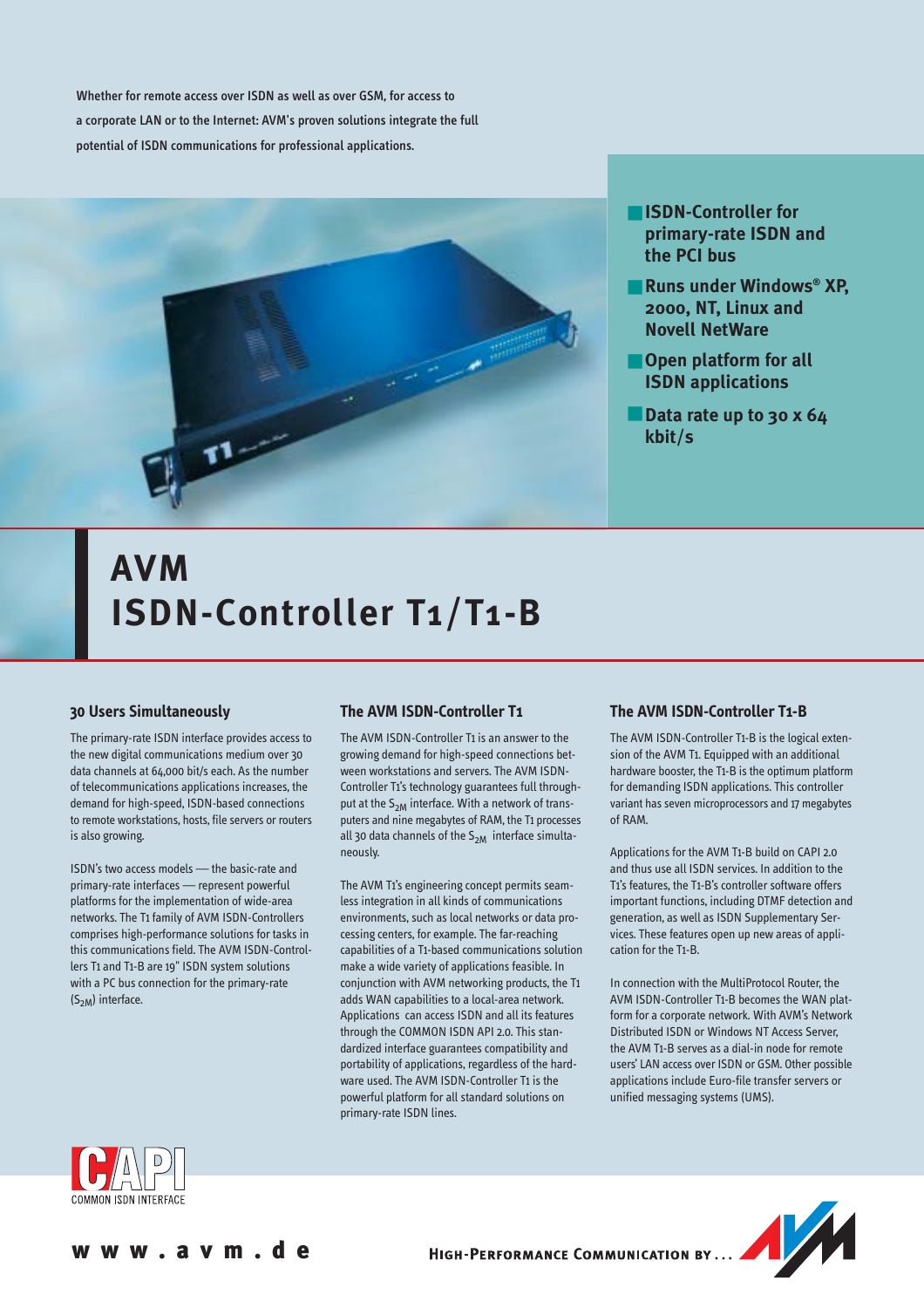Whether for remote access over ISDN as well as over GSM, for access to a corporate LAN or to the Internet: AVM's proven solutions integrate the full potential of ISDN communications for professional applications.

- **ISDN-Controller for primary-rate ISDN and the PCI bus**
- **Runs under Windows® XP, 2000, NT, Linux and Novell NetWare**
- **Open platform for all ISDN applications**
- **Data rate up to 30 x 64 kbit/s**

# AVM ISDN-Controller T1/T1-B

## 30 Users Simultaneously

The primary-rate ISDN interface provides access to the new digital communications medium over 30 data channels at 64,000 bit/s each. As the number of telecommunications applications increases, the demand for high-speed, ISDN-based connections to remote workstations, hosts, file servers or routers is also growing.

ISDN's two access models — the basic-rate and primary-rate interfaces — represent powerful platforms for the implementation of wide-area networks. The T1 family of AVM ISDN-Controllers comprises high-performance solutions for tasks in this communications field. The AVM ISDN-Controllers T1 and T1-B are 19" ISDN system solutions with a PC bus connection for the primary-rate ($S_{2M}$) interface.

## The AVM ISDN-Controller T1

The AVM ISDN-Controller T1 is an answer to the growing demand for high-speed connections between workstations and servers. The AVM ISDN-Controller T1's technology guarantees full throughput at the $S_{2M}$ interface. With a network of transputers and nine megabytes of RAM, the T1 processes all 30 data channels of the $S_{2M}$ interface simultaneously.

The AVM T1's engineering concept permits seamless integration in all kinds of communications environments, such as local networks or data processing centers, for example. The far-reaching capabilities of a T1-based communications solution make a wide variety of applications feasible. In conjunction with AVM networking products, the T1 adds WAN capabilities to a local-area network. Applications can access ISDN and all its features through the COMMON ISDN API 2.0. This standardized interface guarantees compatibility and portability of applications, regardless of the hardware used. The AVM ISDN-Controller T1 is the powerful platform for all standard solutions on primary-rate ISDN lines.

## The AVM ISDN-Controller T1-B

The AVM ISDN-Controller T1-B is the logical extension of the AVM T1. Equipped with an additional hardware booster, the T1-B is the optimum platform for demanding ISDN applications. This controller variant has seven microprocessors and 17 megabytes of RAM.

Applications for the AVM T1-B build on CAPI 2.0 and thus use all ISDN services. In addition to the T1's features, the T1-B's controller software offers important functions, including DTMF detection and generation, as well as ISDN Supplementary Services. These features open up new areas of application for the T1-B.

In connection with the MultiProtocol Router, the AVM ISDN-Controller T1-B becomes the WAN platform for a corporate network. With AVM's Network Distributed ISDN or Windows NT Access Server, the AVM T1-B serves as a dial-in node for remote users' LAN access over ISDN or GSM. Other possible applications include Euro-file transfer servers or unified messaging systems (UMS).

CAPI COMMON ISDN INTERFACE

www.avm.de

HIGH-PERFORMANCE COMMUNICATION BY ... AVM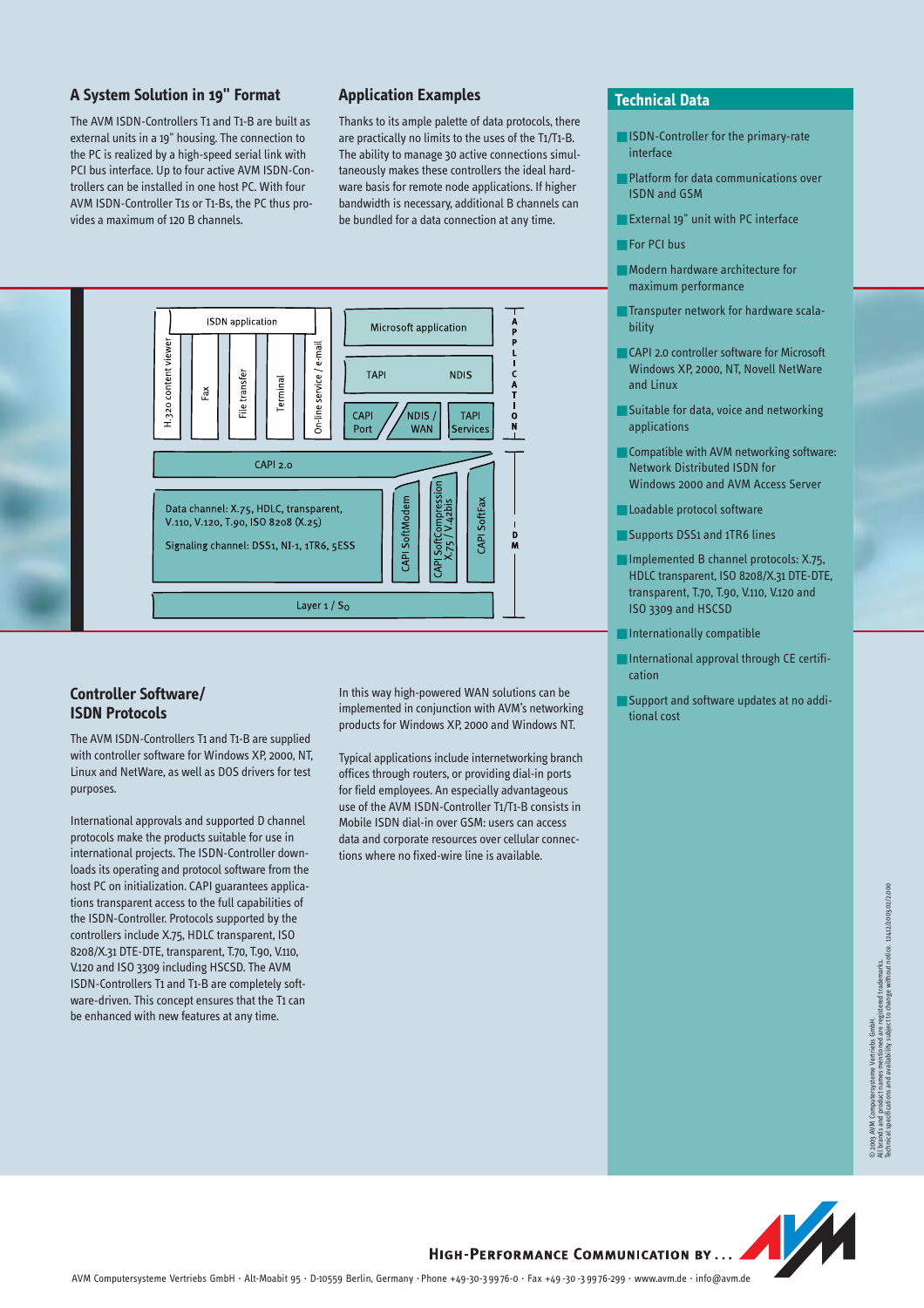## A System Solution in 19" Format

The AVM ISDN-Controllers T1 and T1-B are built as external units in a 19" housing. The connection to the PC is realized by a high-speed serial link with PCI bus interface. Up to four active AVM ISDN-Controllers can be installed in one host PC. With four AVM ISDN-Controller T1s or T1-Bs, the PC thus provides a maximum of 120 B channels.

## Application Examples

Thanks to its ample palette of data protocols, there are practically no limits to the uses of the T1/T1-B. The ability to manage 30 active connections simultaneously makes these controllers the ideal hardware basis for remote node applications. If higher bandwidth is necessary, additional B channels can be bundled for a data connection at any time.

## Technical Data

- ISDN-Controller for the primary-rate interface
- Platform for data communications over ISDN and GSM
- External 19" unit with PC interface
- For PCI bus
- Modern hardware architecture for maximum performance
- Transputer network for hardware scalability
- CAPI 2.0 controller software for Microsoft Windows XP, 2000, NT, Novell NetWare and Linux
- Suitable for data, voice and networking applications
- Compatible with AVM networking software: Network Distributed ISDN for Windows 2000 and AVM Access Server
- Loadable protocol software
- Supports DSS1 and 1TR6 lines
- Implemented B channel protocols: X.75, HDLC transparent, ISO 8208/X.31 DTE-DTE, transparent, T.70, T.90, V.110, V.120 and ISO 3309 and HSCSD
- Internationally compatible
- International approval through CE certification
- Support and software updates at no additional cost

ISDN application
H.320 content viewer
Fax
File transfer
Terminal
On-line service / e-mail
Microsoft application
TAPI
NDIS
CAPI Port
NDIS / WAN
TAPI Services
APPLICATION
CAPI 2.0
Data channel: X.75, HDLC, transparent, V.110, V.120, T.90, ISO 8208 (X.25)
Signaling channel: DSS1, NI-1, 1TR6, 5ESS
CAPI SoftModem
CAPI SoftCompression X.75 / V.42bis
CAPI SoftFax
DM
Layer 1 / S0

## Controller Software/ ISDN Protocols

The AVM ISDN-Controllers T1 and T1-B are supplied with controller software for Windows XP, 2000, NT, Linux and NetWare, as well as DOS drivers for test purposes.

International approvals and supported D channel protocols make the products suitable for use in international projects. The ISDN-Controller downloads its operating and protocol software from the host PC on initialization. CAPI guarantees applications transparent access to the full capabilities of the ISDN-Controller. Protocols supported by the controllers include X.75, HDLC transparent, ISO 8208/X.31 DTE-DTE, transparent, T.70, T.90, V.110, V.120 and ISO 3309 including HSCSD. The AVM ISDN-Controllers T1 and T1-B are completely software-driven. This concept ensures that the T1 can be enhanced with new features at any time.

In this way high-powered WAN solutions can be implemented in conjunction with AVM's networking products for Windows XP, 2000 and Windows NT.

Typical applications include internetworking branch offices through routers, or providing dial-in ports for field employees. An especially advantageous use of the AVM ISDN-Controller T1/T1-B consists in Mobile ISDN dial-in over GSM: users can access data and corporate resources over cellular connections where no fixed-wire line is available.

© 2003 AVM Computersysteme Vertriebs GmbH. All brands and product names mentioned are registered trademarks. Technical specifications and availability subject to change without notice. 12412/003.02/2.000

HIGH-PERFORMANCE COMMUNICATION BY . . .

AVM Computersysteme Vertriebs GmbH · Alt-Moabit 95 · D-10559 Berlin, Germany · Phone +49-30-39976-0 · Fax +49-30-39976-299 · www.avm.de · info@avm.de